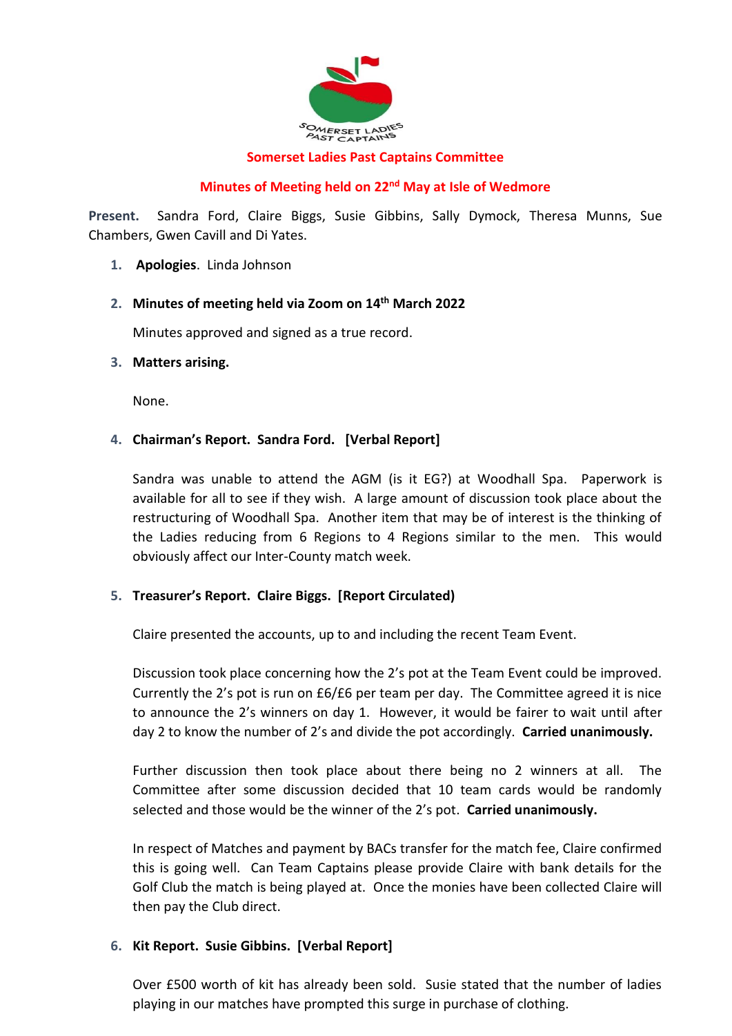# Somerset Ladies Past Captains Committee

## Minutes of Meeting held on 22nd May at Isle of Wedmore

**Present.** Sandra Ford, Claire Biggs, Susie Gibbins, Sally Dymock, Theresa Munns, Sue Chambers, Gwen Cavill and Di Yates.

1. **Apologies**. Linda Johnson

2. **Minutes of meeting held via Zoom on 14th March 2022**

   Minutes approved and signed as a true record.

3. **Matters arising.**

   None.

4. **Chairman's Report. Sandra Ford. [Verbal Report]**

   Sandra was unable to attend the AGM (is it EG?) at Woodhall Spa. Paperwork is available for all to see if they wish. A large amount of discussion took place about the restructuring of Woodhall Spa. Another item that may be of interest is the thinking of the Ladies reducing from 6 Regions to 4 Regions similar to the men. This would obviously affect our Inter-County match week.

5. **Treasurer's Report. Claire Biggs. [Report Circulated)**

   Claire presented the accounts, up to and including the recent Team Event.

   Discussion took place concerning how the 2's pot at the Team Event could be improved. Currently the 2's pot is run on £6/£6 per team per day. The Committee agreed it is nice to announce the 2's winners on day 1. However, it would be fairer to wait until after day 2 to know the number of 2's and divide the pot accordingly. **Carried unanimously.**

   Further discussion then took place about there being no 2 winners at all. The Committee after some discussion decided that 10 team cards would be randomly selected and those would be the winner of the 2's pot. **Carried unanimously.**

   In respect of Matches and payment by BACs transfer for the match fee, Claire confirmed this is going well. Can Team Captains please provide Claire with bank details for the Golf Club the match is being played at. Once the monies have been collected Claire will then pay the Club direct.

6. **Kit Report. Susie Gibbins. [Verbal Report]**

   Over £500 worth of kit has already been sold. Susie stated that the number of ladies playing in our matches have prompted this surge in purchase of clothing.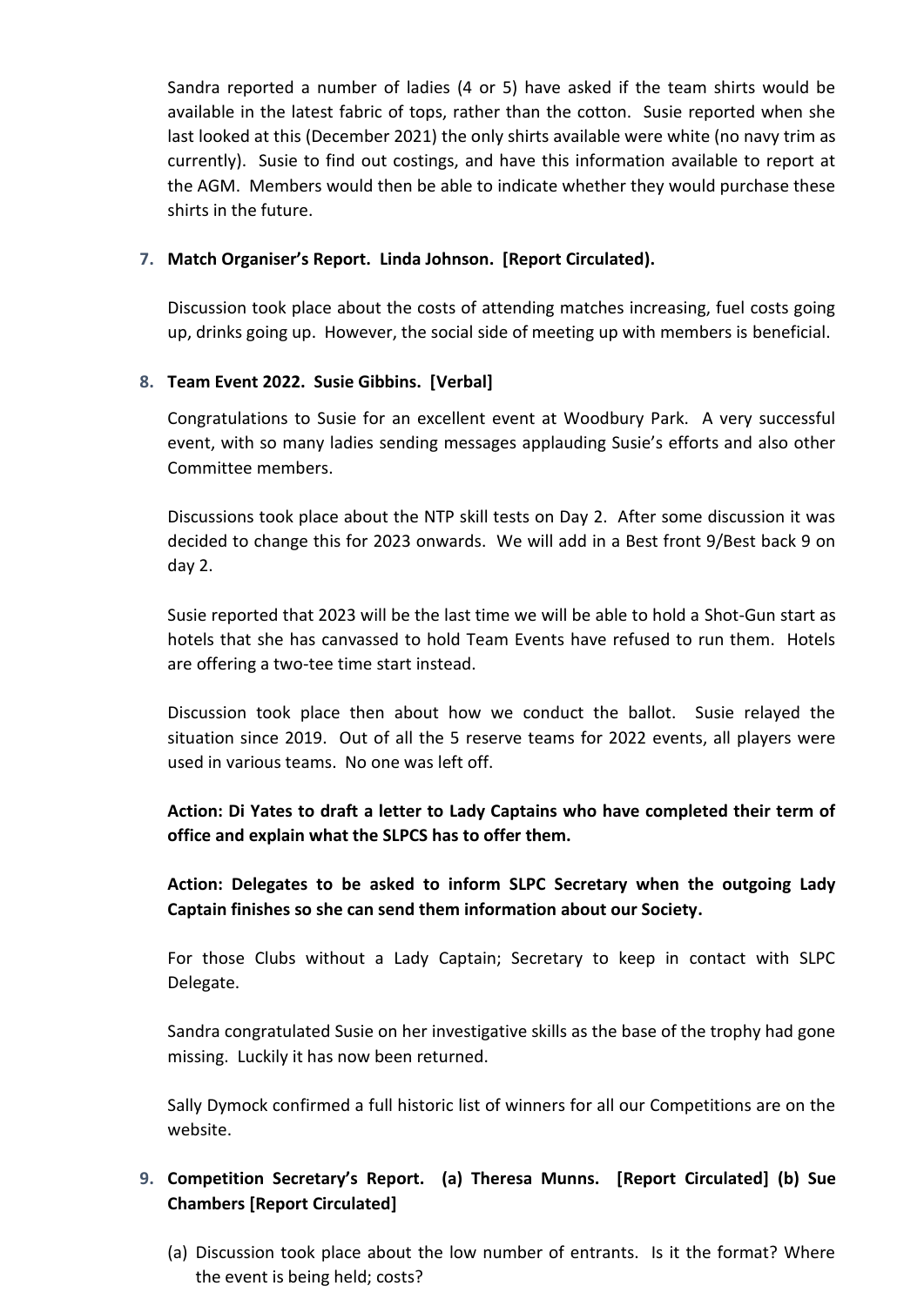Sandra reported a number of ladies (4 or 5) have asked if the team shirts would be available in the latest fabric of tops, rather than the cotton. Susie reported when she last looked at this (December 2021) the only shirts available were white (no navy trim as currently). Susie to find out costings, and have this information available to report at the AGM. Members would then be able to indicate whether they would purchase these shirts in the future.

7. **Match Organiser's Report. Linda Johnson. [Report Circulated).**

   Discussion took place about the costs of attending matches increasing, fuel costs going up, drinks going up. However, the social side of meeting up with members is beneficial.

8. **Team Event 2022. Susie Gibbins. [Verbal]**

   Congratulations to Susie for an excellent event at Woodbury Park. A very successful event, with so many ladies sending messages applauding Susie's efforts and also other Committee members.

   Discussions took place about the NTP skill tests on Day 2. After some discussion it was decided to change this for 2023 onwards. We will add in a Best front 9/Best back 9 on day 2.

   Susie reported that 2023 will be the last time we will be able to hold a Shot-Gun start as hotels that she has canvassed to hold Team Events have refused to run them. Hotels are offering a two-tee time start instead.

   Discussion took place then about how we conduct the ballot. Susie relayed the situation since 2019. Out of all the 5 reserve teams for 2022 events, all players were used in various teams. No one was left off.

   **Action: Di Yates to draft a letter to Lady Captains who have completed their term of office and explain what the SLPCS has to offer them.**

   **Action: Delegates to be asked to inform SLPC Secretary when the outgoing Lady Captain finishes so she can send them information about our Society.**

   For those Clubs without a Lady Captain; Secretary to keep in contact with SLPC Delegate.

   Sandra congratulated Susie on her investigative skills as the base of the trophy had gone missing. Luckily it has now been returned.

   Sally Dymock confirmed a full historic list of winners for all our Competitions are on the website.

9. **Competition Secretary's Report. (a) Theresa Munns. [Report Circulated] (b) Sue Chambers [Report Circulated]**

   (a) Discussion took place about the low number of entrants. Is it the format? Where the event is being held; costs?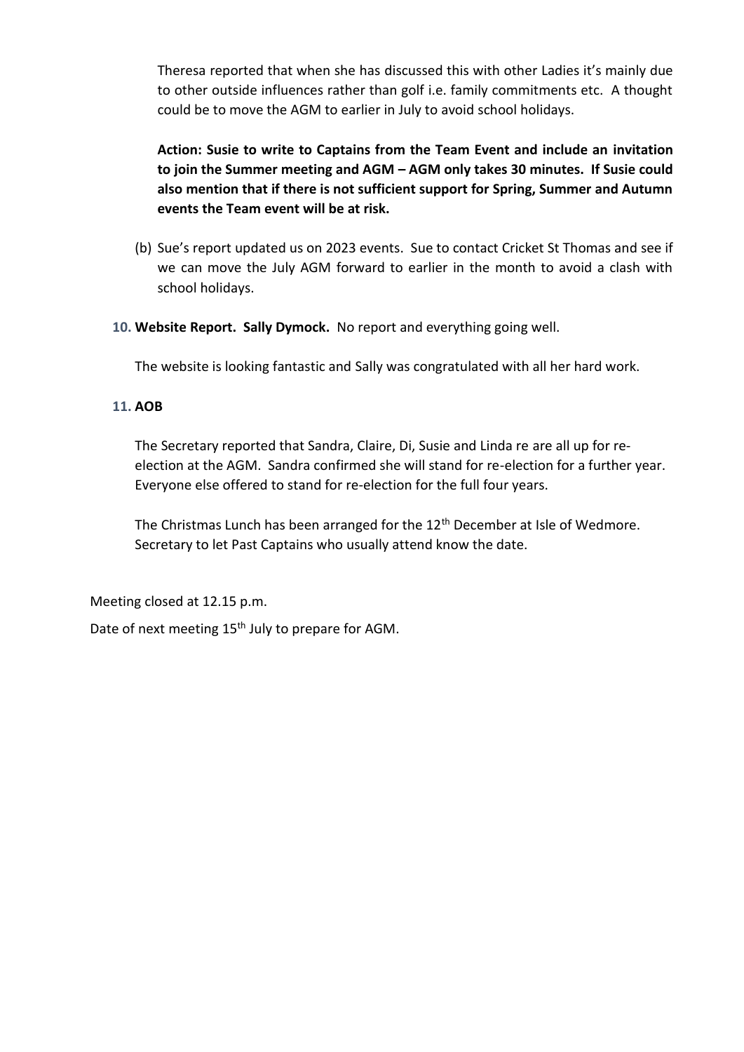Theresa reported that when she has discussed this with other Ladies it's mainly due to other outside influences rather than golf i.e. family commitments etc. A thought could be to move the AGM to earlier in July to avoid school holidays.

**Action: Susie to write to Captains from the Team Event and include an invitation to join the Summer meeting and AGM – AGM only takes 30 minutes. If Susie could also mention that if there is not sufficient support for Spring, Summer and Autumn events the Team event will be at risk.**

(b) Sue's report updated us on 2023 events. Sue to contact Cricket St Thomas and see if we can move the July AGM forward to earlier in the month to avoid a clash with school holidays.

**10. Website Report. Sally Dymock.** No report and everything going well.

The website is looking fantastic and Sally was congratulated with all her hard work.

**11. AOB**

The Secretary reported that Sandra, Claire, Di, Susie and Linda re are all up for re-election at the AGM. Sandra confirmed she will stand for re-election for a further year. Everyone else offered to stand for re-election for the full four years.

The Christmas Lunch has been arranged for the 12th December at Isle of Wedmore. Secretary to let Past Captains who usually attend know the date.

Meeting closed at 12.15 p.m.

Date of next meeting 15th July to prepare for AGM.